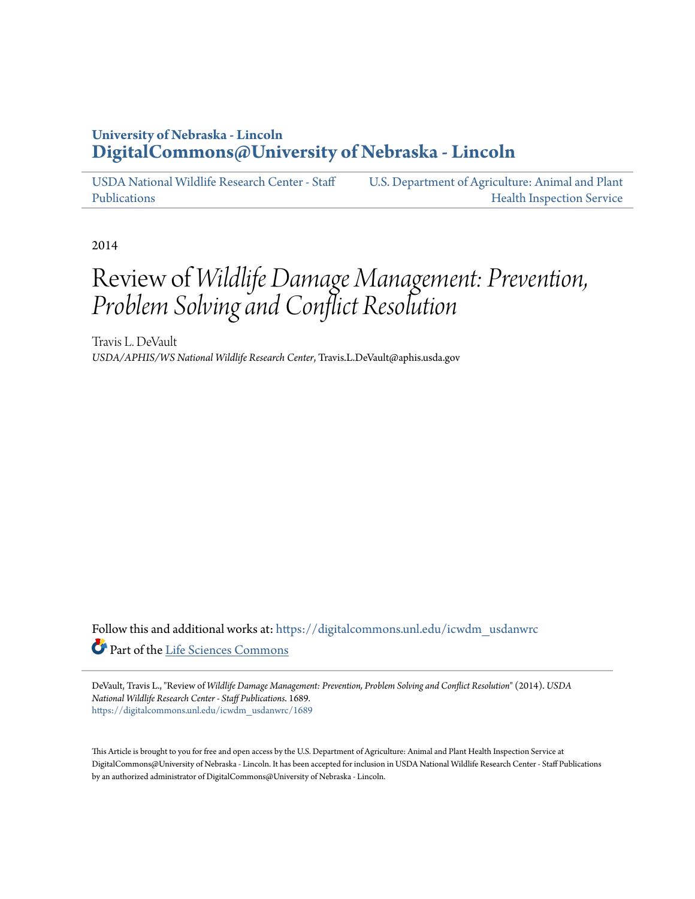University of Nebraska - Lincoln
**DigitalCommons@University of Nebraska - Lincoln**

USDA National Wildlife Research Center - Staff Publications | U.S. Department of Agriculture: Animal and Plant Health Inspection Service

2014

# Review of *Wildlife Damage Management: Prevention, Problem Solving and Conflict Resolution*

Travis L. DeVault
*USDA/APHIS/WS National Wildlife Research Center*, Travis.L.DeVault@aphis.usda.gov

Follow this and additional works at: https://digitalcommons.unl.edu/icwdm_usdanwrc

Part of the Life Sciences Commons

DeVault, Travis L., "Review of *Wildlife Damage Management: Prevention, Problem Solving and Conflict Resolution*" (2014). *USDA National Wildlife Research Center - Staff Publications*. 1689.
https://digitalcommons.unl.edu/icwdm_usdanwrc/1689

This Article is brought to you for free and open access by the U.S. Department of Agriculture: Animal and Plant Health Inspection Service at DigitalCommons@University of Nebraska - Lincoln. It has been accepted for inclusion in USDA National Wildlife Research Center - Staff Publications by an authorized administrator of DigitalCommons@University of Nebraska - Lincoln.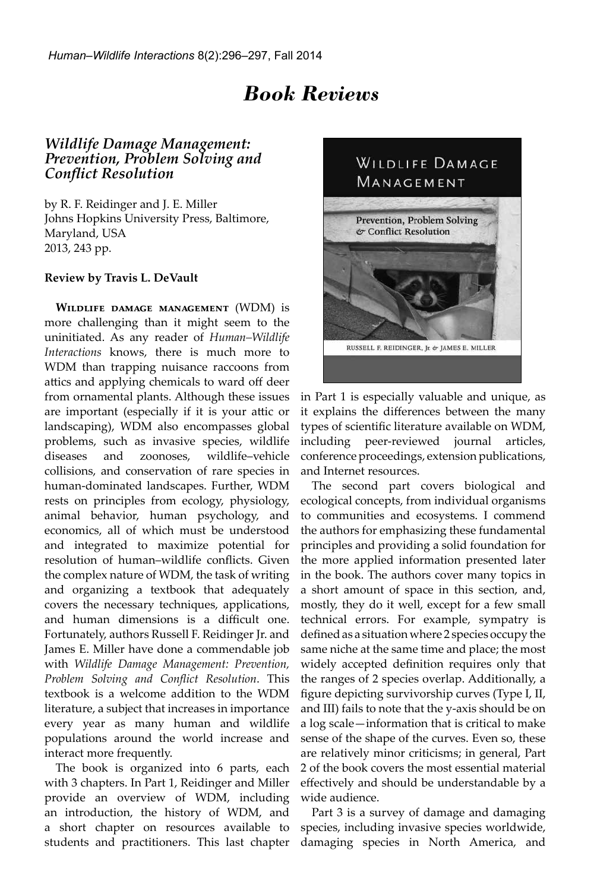# Book Reviews

### *Wildlife Damage Management: Prevention, Problem Solving and Conflict Resolution*

by R. F. Reidinger and J. E. Miller
Johns Hopkins University Press, Baltimore, Maryland, USA
2013, 243 pp.

**Review by Travis L. DeVault**

**Wildlife damage management** (WDM) is more challenging than it might seem to the uninitiated. As any reader of *Human–Wildlife Interactions* knows, there is much more to WDM than trapping nuisance raccoons from attics and applying chemicals to ward off deer from ornamental plants. Although these issues are important (especially if it is your attic or landscaping), WDM also encompasses global problems, such as invasive species, wildlife diseases and zoonoses, wildlife–vehicle collisions, and conservation of rare species in human-dominated landscapes. Further, WDM rests on principles from ecology, physiology, animal behavior, human psychology, and economics, all of which must be understood and integrated to maximize potential for resolution of human–wildlife conflicts. Given the complex nature of WDM, the task of writing and organizing a textbook that adequately covers the necessary techniques, applications, and human dimensions is a difficult one. Fortunately, authors Russell F. Reidinger Jr. and James E. Miller have done a commendable job with *Wildlife Damage Management: Prevention, Problem Solving and Conflict Resolution*. This textbook is a welcome addition to the WDM literature, a subject that increases in importance every year as many human and wildlife populations around the world increase and interact more frequently.

The book is organized into 6 parts, each with 3 chapters. In Part 1, Reidinger and Miller provide an overview of WDM, including an introduction, the history of WDM, and a short chapter on resources available to students and practitioners. This last chapter in Part 1 is especially valuable and unique, as it explains the differences between the many types of scientific literature available on WDM, including peer-reviewed journal articles, conference proceedings, extension publications, and Internet resources.

The second part covers biological and ecological concepts, from individual organisms to communities and ecosystems. I commend the authors for emphasizing these fundamental principles and providing a solid foundation for the more applied information presented later in the book. The authors cover many topics in a short amount of space in this section, and, mostly, they do it well, except for a few small technical errors. For example, sympatry is defined as a situation where 2 species occupy the same niche at the same time and place; the most widely accepted definition requires only that the ranges of 2 species overlap. Additionally, a figure depicting survivorship curves (Type I, II, and III) fails to note that the y-axis should be on a log scale—information that is critical to make sense of the shape of the curves. Even so, these are relatively minor criticisms; in general, Part 2 of the book covers the most essential material effectively and should be understandable by a wide audience.

Part 3 is a survey of damage and damaging species, including invasive species worldwide, damaging species in North America, and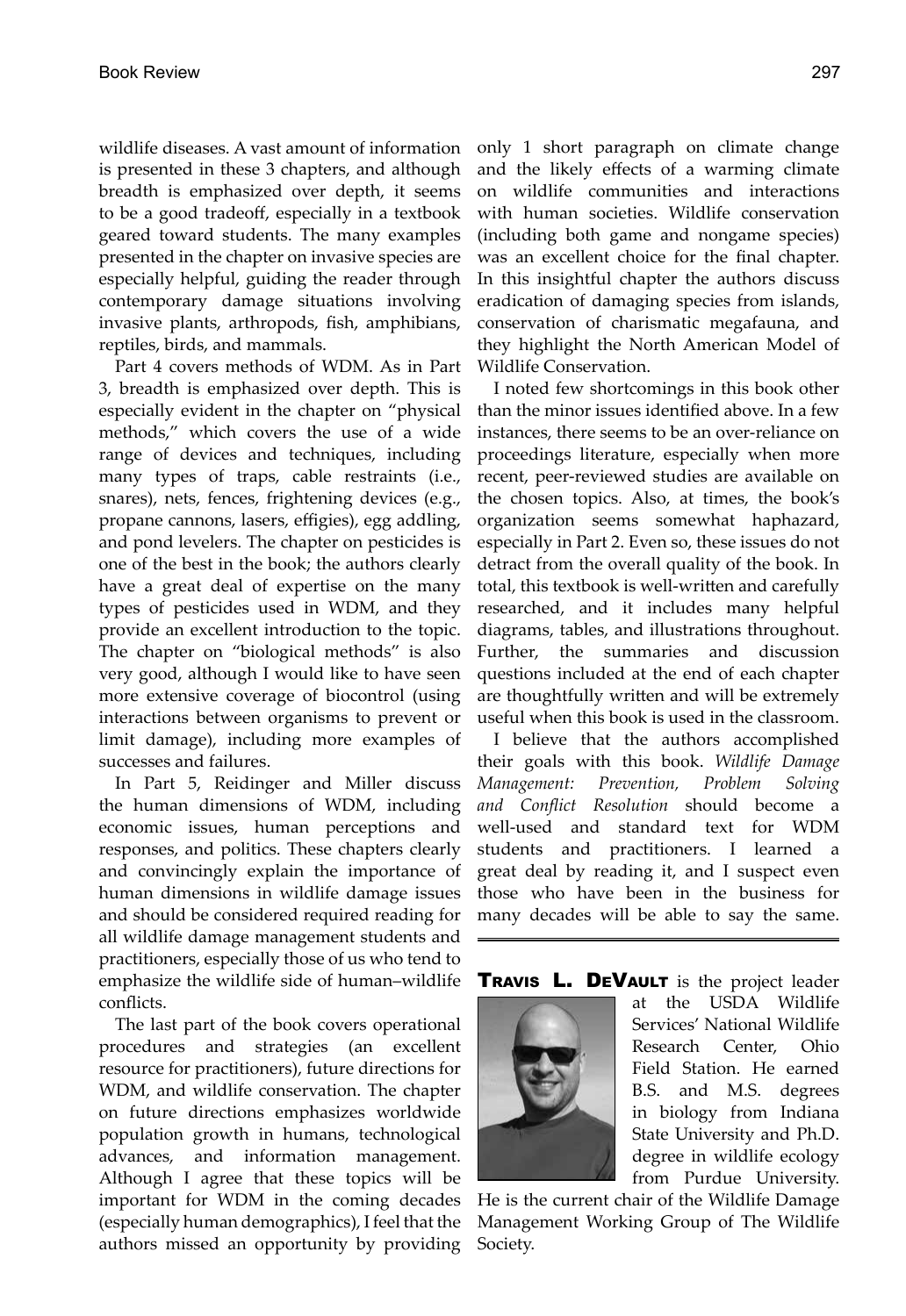wildlife diseases. A vast amount of information is presented in these 3 chapters, and although breadth is emphasized over depth, it seems to be a good tradeoff, especially in a textbook geared toward students. The many examples presented in the chapter on invasive species are especially helpful, guiding the reader through contemporary damage situations involving invasive plants, arthropods, fish, amphibians, reptiles, birds, and mammals.

Part 4 covers methods of WDM. As in Part 3, breadth is emphasized over depth. This is especially evident in the chapter on "physical methods," which covers the use of a wide range of devices and techniques, including many types of traps, cable restraints (i.e., snares), nets, fences, frightening devices (e.g., propane cannons, lasers, effigies), egg addling, and pond levelers. The chapter on pesticides is one of the best in the book; the authors clearly have a great deal of expertise on the many types of pesticides used in WDM, and they provide an excellent introduction to the topic. The chapter on "biological methods" is also very good, although I would like to have seen more extensive coverage of biocontrol (using interactions between organisms to prevent or limit damage), including more examples of successes and failures.

In Part 5, Reidinger and Miller discuss the human dimensions of WDM, including economic issues, human perceptions and responses, and politics. These chapters clearly and convincingly explain the importance of human dimensions in wildlife damage issues and should be considered required reading for all wildlife damage management students and practitioners, especially those of us who tend to emphasize the wildlife side of human–wildlife conflicts.

The last part of the book covers operational procedures and strategies (an excellent resource for practitioners), future directions for WDM, and wildlife conservation. The chapter on future directions emphasizes worldwide population growth in humans, technological advances, and information management. Although I agree that these topics will be important for WDM in the coming decades (especially human demographics), I feel that the authors missed an opportunity by providing only 1 short paragraph on climate change and the likely effects of a warming climate on wildlife communities and interactions with human societies. Wildlife conservation (including both game and nongame species) was an excellent choice for the final chapter. In this insightful chapter the authors discuss eradication of damaging species from islands, conservation of charismatic megafauna, and they highlight the North American Model of Wildlife Conservation.

I noted few shortcomings in this book other than the minor issues identified above. In a few instances, there seems to be an over-reliance on proceedings literature, especially when more recent, peer-reviewed studies are available on the chosen topics. Also, at times, the book's organization seems somewhat haphazard, especially in Part 2. Even so, these issues do not detract from the overall quality of the book. In total, this textbook is well-written and carefully researched, and it includes many helpful diagrams, tables, and illustrations throughout. Further, the summaries and discussion questions included at the end of each chapter are thoughtfully written and will be extremely useful when this book is used in the classroom.

I believe that the authors accomplished their goals with this book. *Wildlife Damage Management: Prevention, Problem Solving and Conflict Resolution* should become a well-used and standard text for WDM students and practitioners. I learned a great deal by reading it, and I suspect even those who have been in the business for many decades will be able to say the same.

---

**Travis L. DeVault** is the project leader at the USDA Wildlife Services' National Wildlife Research Center, Ohio Field Station. He earned B.S. and M.S. degrees in biology from Indiana State University and Ph.D. degree in wildlife ecology from Purdue University. He is the current chair of the Wildlife Damage Management Working Group of The Wildlife Society.